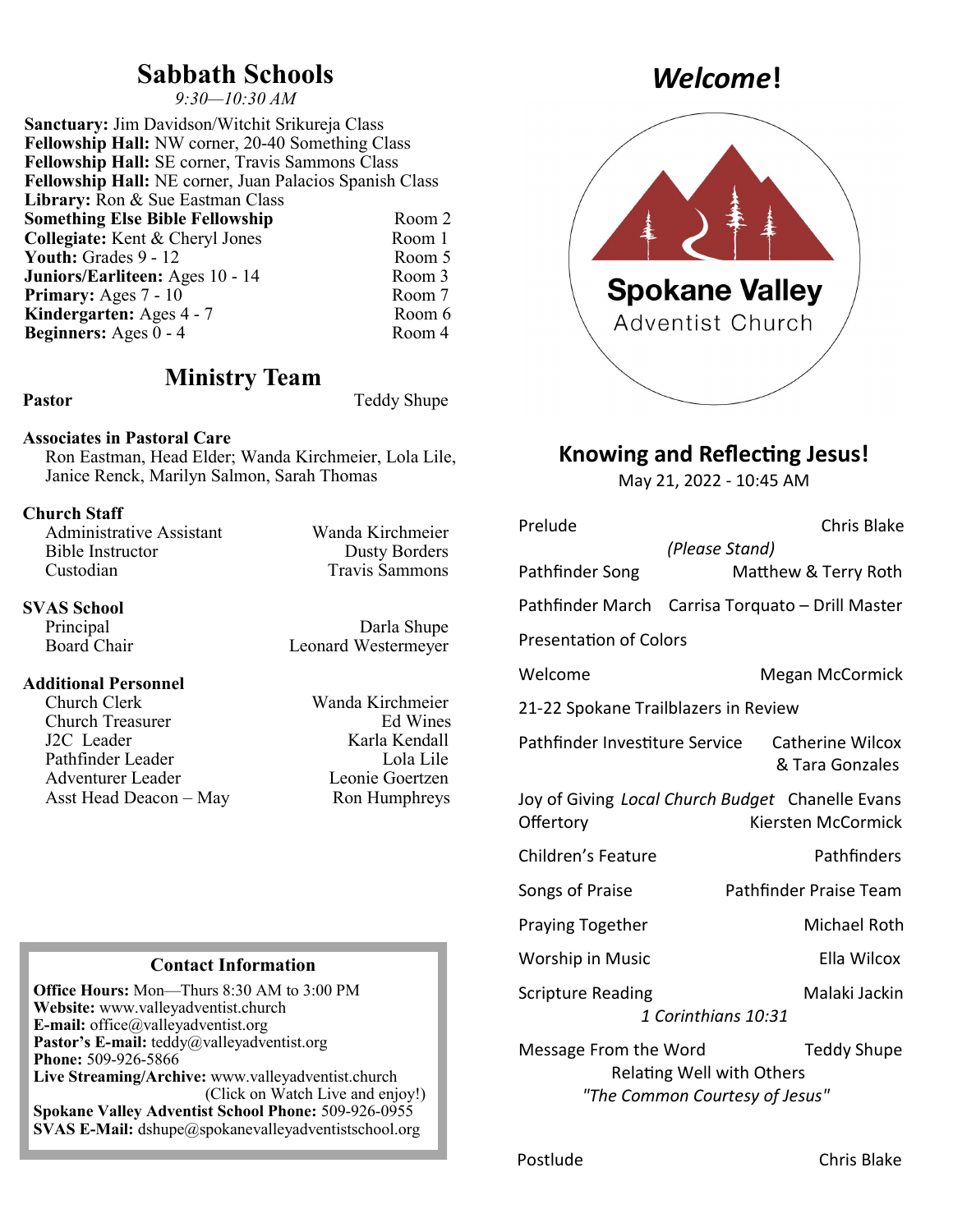# Sabbath Schools

*9:30—10:30 AM*

**Sanctuary:** Jim Davidson/Witchit Srikureja Class
**Fellowship Hall:** NW corner, 20-40 Something Class
**Fellowship Hall:** SE corner, Travis Sammons Class
**Fellowship Hall:** NE corner, Juan Palacios Spanish Class
**Library:** Ron & Sue Eastman Class

| | |
|---|---|
| **Something Else Bible Fellowship** | Room 2 |
| **Collegiate:** Kent & Cheryl Jones | Room 1 |
| **Youth:** Grades 9 - 12 | Room 5 |
| **Juniors/Earliteen:** Ages 10 - 14 | Room 3 |
| **Primary:** Ages 7 - 10 | Room 7 |
| **Kindergarten:** Ages 4 - 7 | Room 6 |
| **Beginners:** Ages 0 - 4 | Room 4 |

# Ministry Team

**Pastor** Teddy Shupe

**Associates in Pastoral Care**
Ron Eastman, Head Elder; Wanda Kirchmeier, Lola Lile, Janice Renck, Marilyn Salmon, Sarah Thomas

**Church Staff**

| | |
|---|---|
| Administrative Assistant | Wanda Kirchmeier |
| Bible Instructor | Dusty Borders |
| Custodian | Travis Sammons |

**SVAS School**

| | |
|---|---|
| Principal | Darla Shupe |
| Board Chair | Leonard Westermeyer |

**Additional Personnel**

| | |
|---|---|
| Church Clerk | Wanda Kirchmeier |
| Church Treasurer | Ed Wines |
| J2C Leader | Karla Kendall |
| Pathfinder Leader | Lola Lile |
| Adventurer Leader | Leonie Goertzen |
| Asst Head Deacon – May | Ron Humphreys |

### Contact Information

**Office Hours:** Mon—Thurs 8:30 AM to 3:00 PM
**Website:** www.valleyadventist.church
**E-mail:** office@valleyadventist.org
**Pastor's E-mail:** teddy@valleyadventist.org
**Phone:** 509-926-5866
**Live Streaming/Archive:** www.valleyadventist.church (Click on Watch Live and enjoy!)
**Spokane Valley Adventist School Phone:** 509-926-0955
**SVAS E-Mail:** dshupe@spokanevalleyadventistschool.org

# *Welcome*!

Spokane Valley
Adventist Church

## Knowing and Reflecting Jesus!

May 21, 2022 - 10:45 AM

| | |
|---|---|
| Prelude | Chris Blake |
| *(Please Stand)* | |
| Pathfinder Song | Matthew & Terry Roth |
| Pathfinder March | Carrisa Torquato – Drill Master |
| Presentation of Colors | |
| Welcome | Megan McCormick |
| 21-22 Spokane Trailblazers in Review | |
| Pathfinder Investiture Service | Catherine Wilcox & Tara Gonzales |
| Joy of Giving *Local Church Budget* | Chanelle Evans |
| Offertory | Kiersten McCormick |
| Children's Feature | Pathfinders |
| Songs of Praise | Pathfinder Praise Team |
| Praying Together | Michael Roth |
| Worship in Music | Ella Wilcox |
| Scripture Reading *1 Corinthians 10:31* | Malaki Jackin |
| Message From the Word — Relating Well with Others *"The Common Courtesy of Jesus"* | Teddy Shupe |
| Postlude | Chris Blake |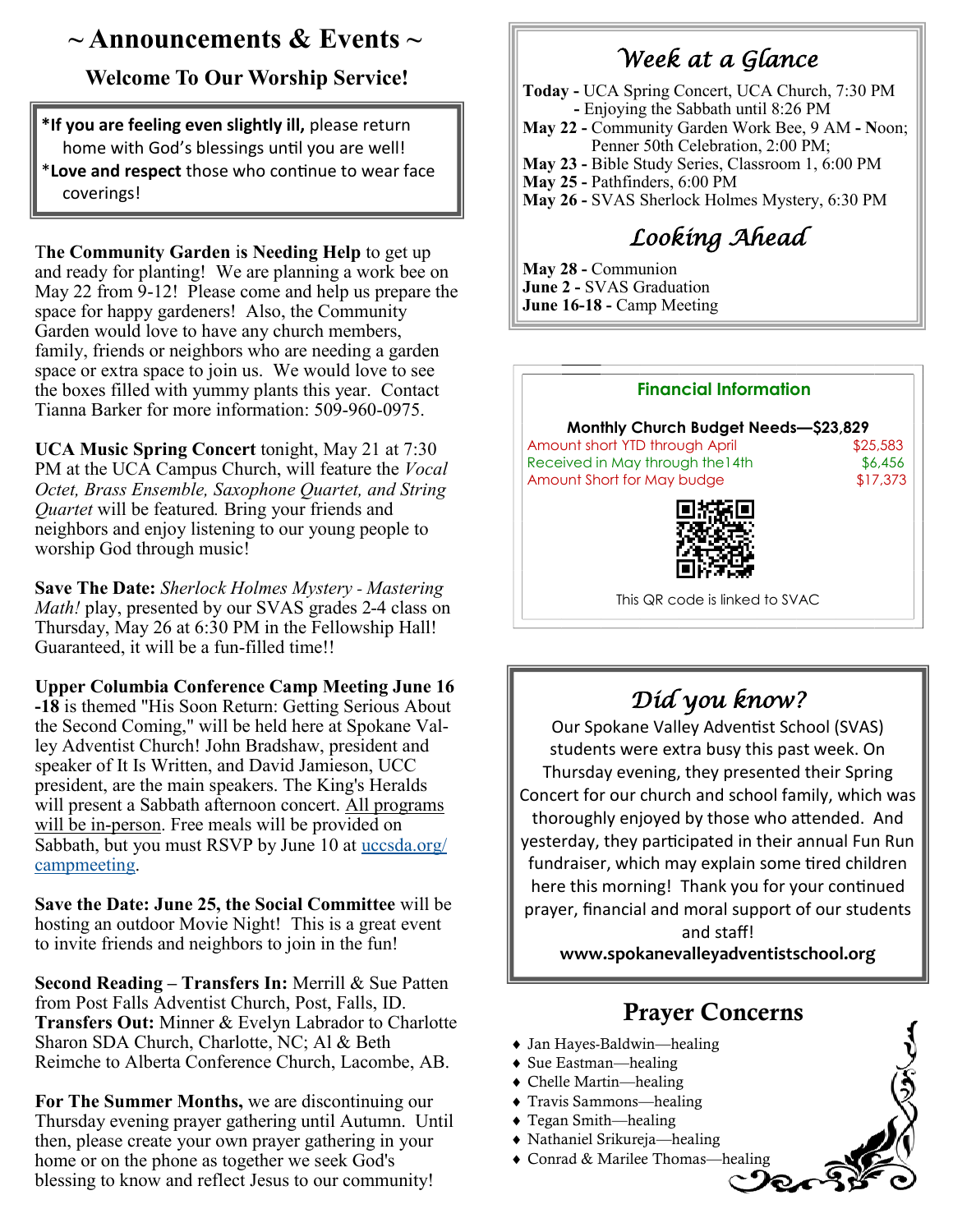# ~ Announcements & Events ~

## Welcome To Our Worship Service!

***If you are feeling even slightly ill,** please return home with God's blessings until you are well!
***Love and respect** those who continue to wear face coverings!

T**he Community Garden** is **Needing Help** to get up and ready for planting! We are planning a work bee on May 22 from 9-12! Please come and help us prepare the space for happy gardeners! Also, the Community Garden would love to have any church members, family, friends or neighbors who are needing a garden space or extra space to join us. We would love to see the boxes filled with yummy plants this year. Contact Tianna Barker for more information: 509-960-0975.

**UCA Music Spring Concert** tonight, May 21 at 7:30 PM at the UCA Campus Church, will feature the *Vocal Octet, Brass Ensemble, Saxophone Quartet, and String Quartet* will be featured*.* Bring your friends and neighbors and enjoy listening to our young people to worship God through music!

**Save The Date:** *Sherlock Holmes Mystery - Mastering Math!* play, presented by our SVAS grades 2-4 class on Thursday, May 26 at 6:30 PM in the Fellowship Hall! Guaranteed, it will be a fun-filled time!!

**Upper Columbia Conference Camp Meeting June 16 -18** is themed "His Soon Return: Getting Serious About the Second Coming," will be held here at Spokane Valley Adventist Church! John Bradshaw, president and speaker of It Is Written, and David Jamieson, UCC president, are the main speakers. The King's Heralds will present a Sabbath afternoon concert. All programs will be in-person. Free meals will be provided on Sabbath, but you must RSVP by June 10 at uccsda.org/campmeeting.

**Save the Date: June 25, the Social Committee** will be hosting an outdoor Movie Night! This is a great event to invite friends and neighbors to join in the fun!

**Second Reading – Transfers In:** Merrill & Sue Patten from Post Falls Adventist Church, Post, Falls, ID. **Transfers Out:** Minner & Evelyn Labrador to Charlotte Sharon SDA Church, Charlotte, NC; Al & Beth Reimche to Alberta Conference Church, Lacombe, AB.

**For The Summer Months,** we are discontinuing our Thursday evening prayer gathering until Autumn. Until then, please create your own prayer gathering in your home or on the phone as together we seek God's blessing to know and reflect Jesus to our community!

## Week at a Glance

**Today -** UCA Spring Concert, UCA Church, 7:30 PM
**-** Enjoying the Sabbath until 8:26 PM
**May 22 -** Community Garden Work Bee, 9 AM **-** Noon; Penner 50th Celebration, 2:00 PM;
**May 23 -** Bible Study Series, Classroom 1, 6:00 PM
**May 25 -** Pathfinders, 6:00 PM
**May 26 -** SVAS Sherlock Holmes Mystery, 6:30 PM

## Looking Ahead

**May 28 -** Communion
**June 2 -** SVAS Graduation
**June 16-18 -** Camp Meeting

## Financial Information

**Monthly Church Budget Needs—$23,829**

| | |
|---|---|
| Amount short YTD through April | $25,583 |
| Received in May through the14th | $6,456 |
| Amount Short for May budge | $17,373 |

This QR code is linked to SVAC

## Did you know?

Our Spokane Valley Adventist School (SVAS) students were extra busy this past week. On Thursday evening, they presented their Spring Concert for our church and school family, which was thoroughly enjoyed by those who attended. And yesterday, they participated in their annual Fun Run fundraiser, which may explain some tired children here this morning! Thank you for your continued prayer, financial and moral support of our students and staff!

**www.spokanevalleyadventistschool.org**

## Prayer Concerns

- Jan Hayes-Baldwin—healing
- Sue Eastman—healing
- Chelle Martin—healing
- Travis Sammons—healing
- Tegan Smith—healing
- Nathaniel Srikureja—healing
- Conrad & Marilee Thomas—healing